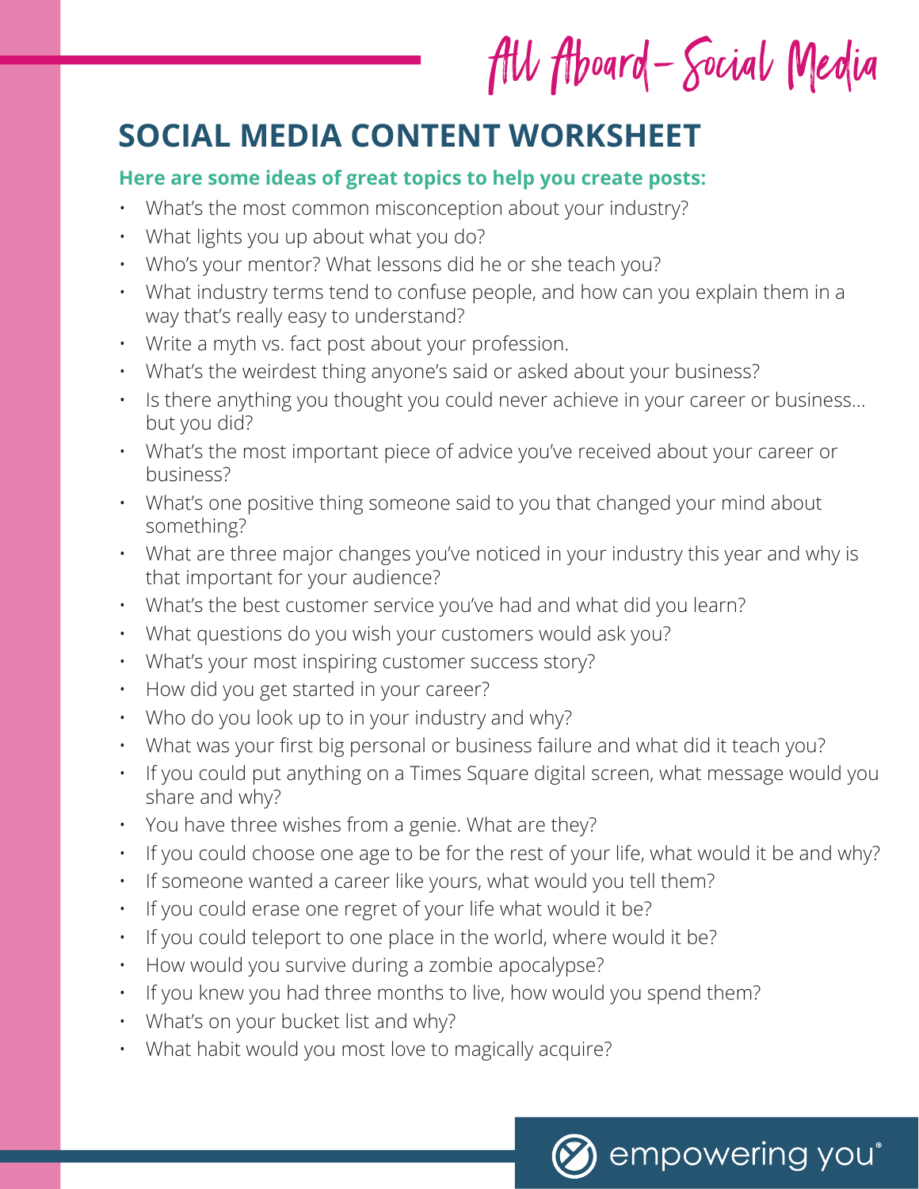All Aboard – Social Media

# SOCIAL MEDIA CONTENT WORKSHEET

**Here are some ideas of great topics to help you create posts:**

- What's the most common misconception about your industry?
- What lights you up about what you do?
- Who's your mentor? What lessons did he or she teach you?
- What industry terms tend to confuse people, and how can you explain them in a way that's really easy to understand?
- Write a myth vs. fact post about your profession.
- What's the weirdest thing anyone's said or asked about your business?
- Is there anything you thought you could never achieve in your career or business… but you did?
- What's the most important piece of advice you've received about your career or business?
- What's one positive thing someone said to you that changed your mind about something?
- What are three major changes you've noticed in your industry this year and why is that important for your audience?
- What's the best customer service you've had and what did you learn?
- What questions do you wish your customers would ask you?
- What's your most inspiring customer success story?
- How did you get started in your career?
- Who do you look up to in your industry and why?
- What was your first big personal or business failure and what did it teach you?
- If you could put anything on a Times Square digital screen, what message would you share and why?
- You have three wishes from a genie. What are they?
- If you could choose one age to be for the rest of your life, what would it be and why?
- If someone wanted a career like yours, what would you tell them?
- If you could erase one regret of your life what would it be?
- If you could teleport to one place in the world, where would it be?
- How would you survive during a zombie apocalypse?
- If you knew you had three months to live, how would you spend them?
- What's on your bucket list and why?
- What habit would you most love to magically acquire?

empowering you®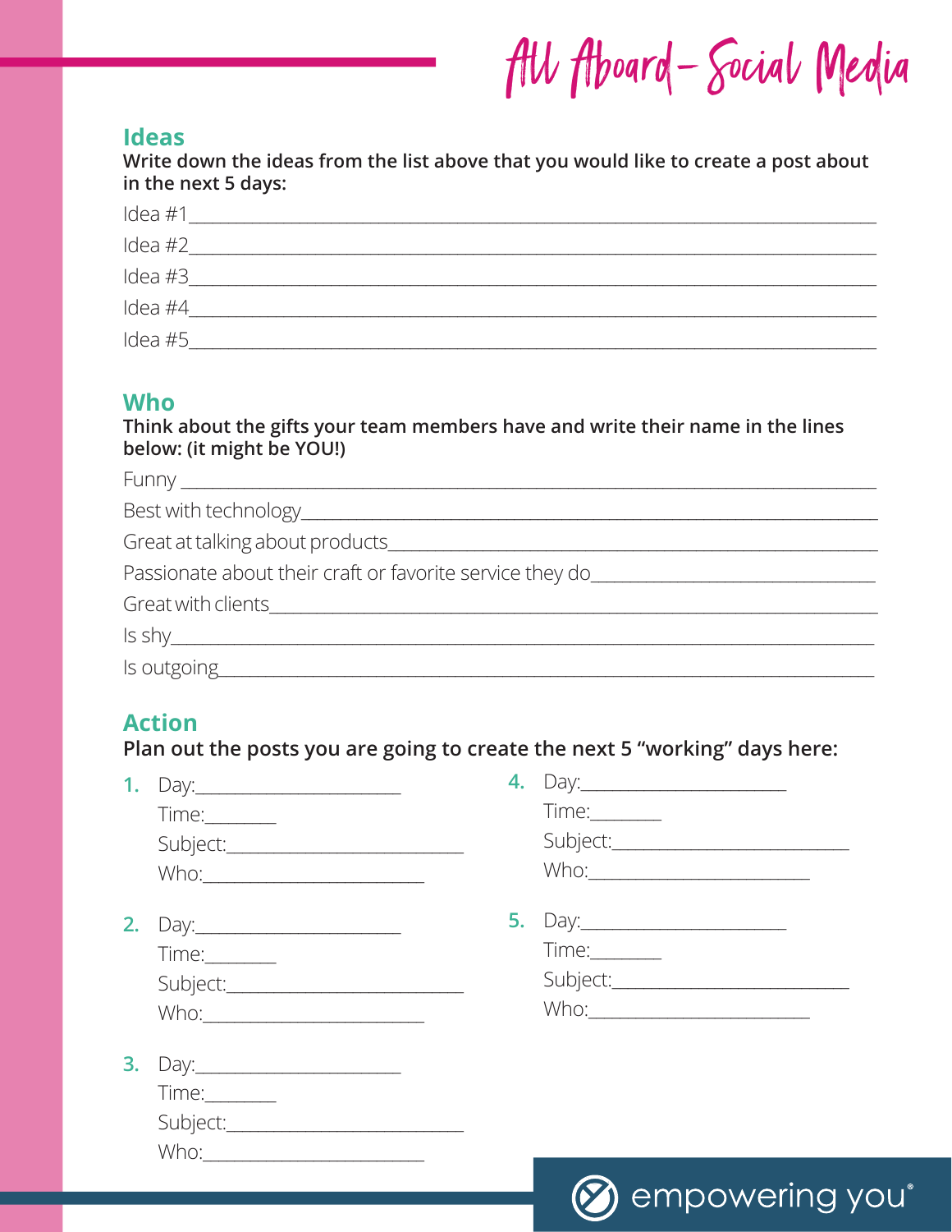# All Aboard- Social Media

## Ideas

**Write down the ideas from the list above that you would like to create a post about in the next 5 days:**

Idea #1______________________________________________

Idea #2______________________________________________

Idea #3______________________________________________

Idea #4______________________________________________

Idea #5______________________________________________

## Who

**Think about the gifts your team members have and write their name in the lines below: (it might be YOU!)**

Funny ______________________________________________

Best with technology______________________________________________

Great at talking about products______________________________________________

Passionate about their craft or favorite service they do______________________________

Great with clients______________________________________________

Is shy______________________________________________

Is outgoing______________________________________________

## Action

**Plan out the posts you are going to create the next 5 "working" days here:**

1. Day:______________________
   Time:________
   Subject:__________________________
   Who:________________________

2. Day:______________________
   Time:________
   Subject:__________________________
   Who:________________________

3. Day:______________________
   Time:________
   Subject:__________________________
   Who:________________________

4. Day:______________________
   Time:________
   Subject:__________________________
   Who:________________________

5. Day:______________________
   Time:________
   Subject:__________________________
   Who:________________________

empowering you®